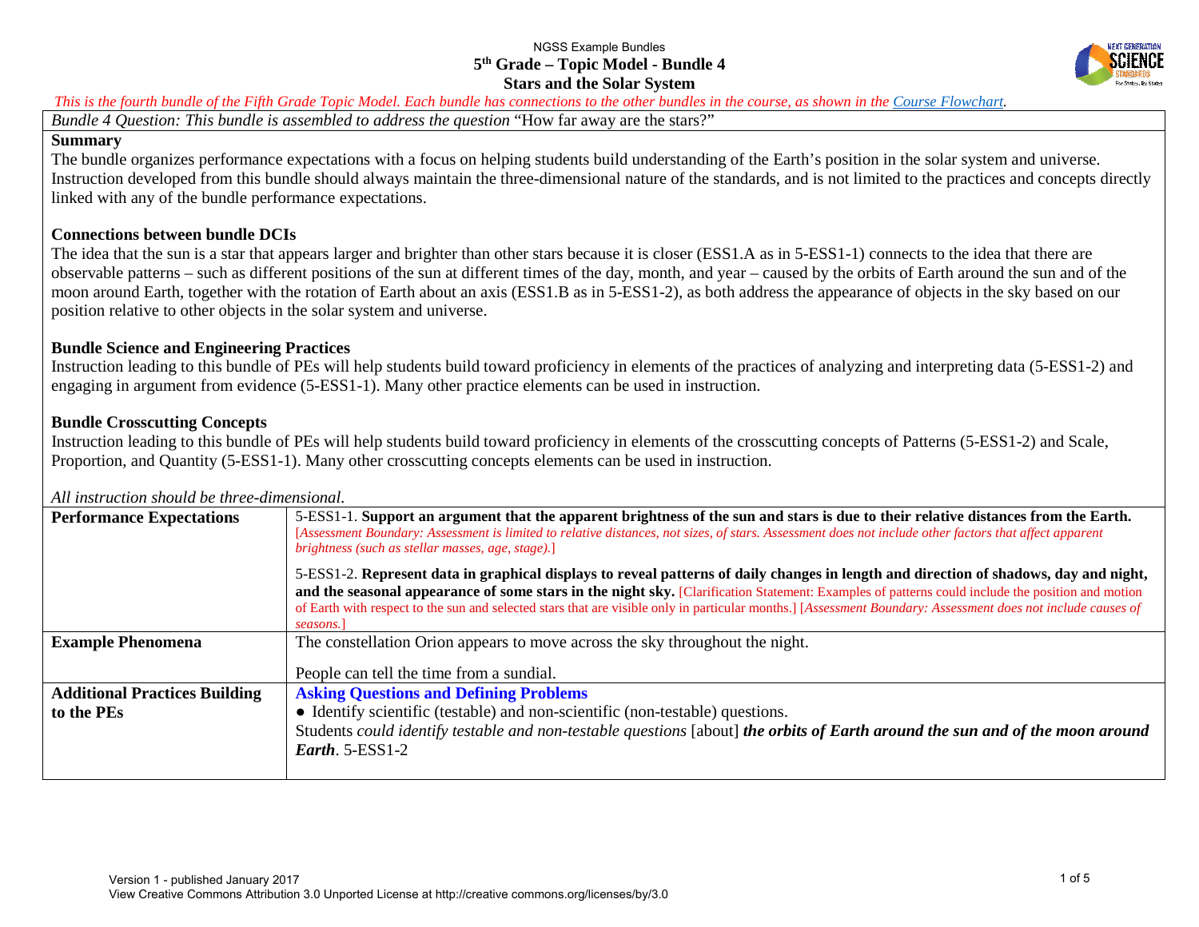NGSS Example Bundles

# 5th Grade – Topic Model - Bundle 4
## Stars and the Solar System

*This is the fourth bundle of the Fifth Grade Topic Model. Each bundle has connections to the other bundles in the course, as shown in the [Course Flowchart](Course Flowchart).*

*Bundle 4 Question: This bundle is assembled to address the question* "How far away are the stars?"

**Summary**

The bundle organizes performance expectations with a focus on helping students build understanding of the Earth's position in the solar system and universe. Instruction developed from this bundle should always maintain the three-dimensional nature of the standards, and is not limited to the practices and concepts directly linked with any of the bundle performance expectations.

**Connections between bundle DCIs**

The idea that the sun is a star that appears larger and brighter than other stars because it is closer (ESS1.A as in 5-ESS1-1) connects to the idea that there are observable patterns – such as different positions of the sun at different times of the day, month, and year – caused by the orbits of Earth around the sun and of the moon around Earth, together with the rotation of Earth about an axis (ESS1.B as in 5-ESS1-2), as both address the appearance of objects in the sky based on our position relative to other objects in the solar system and universe.

**Bundle Science and Engineering Practices**

Instruction leading to this bundle of PEs will help students build toward proficiency in elements of the practices of analyzing and interpreting data (5-ESS1-2) and engaging in argument from evidence (5-ESS1-1). Many other practice elements can be used in instruction.

**Bundle Crosscutting Concepts**

Instruction leading to this bundle of PEs will help students build toward proficiency in elements of the crosscutting concepts of Patterns (5-ESS1-2) and Scale, Proportion, and Quantity (5-ESS1-1). Many other crosscutting concepts elements can be used in instruction.

*All instruction should be three-dimensional.*

| | |
|---|---|
| **Performance Expectations** | 5-ESS1-1. **Support an argument that the apparent brightness of the sun and stars is due to their relative distances from the Earth.** [*Assessment Boundary: Assessment is limited to relative distances, not sizes, of stars. Assessment does not include other factors that affect apparent brightness (such as stellar masses, age, stage).*]<br><br>5-ESS1-2. **Represent data in graphical displays to reveal patterns of daily changes in length and direction of shadows, day and night, and the seasonal appearance of some stars in the night sky.** [Clarification Statement: Examples of patterns could include the position and motion of Earth with respect to the sun and selected stars that are visible only in particular months.] [*Assessment Boundary: Assessment does not include causes of seasons.*] |
| **Example Phenomena** | The constellation Orion appears to move across the sky throughout the night.<br><br>People can tell the time from a sundial. |
| **Additional Practices Building to the PEs** | **Asking Questions and Defining Problems**<br>● Identify scientific (testable) and non-scientific (non-testable) questions.<br>Students *could identify testable and non-testable questions* [about] ***the orbits of Earth around the sun and of the moon around Earth***. 5-ESS1-2 |

Version 1 - published January 2017
View Creative Commons Attribution 3.0 Unported License at http://creative commons.org/licenses/by/3.0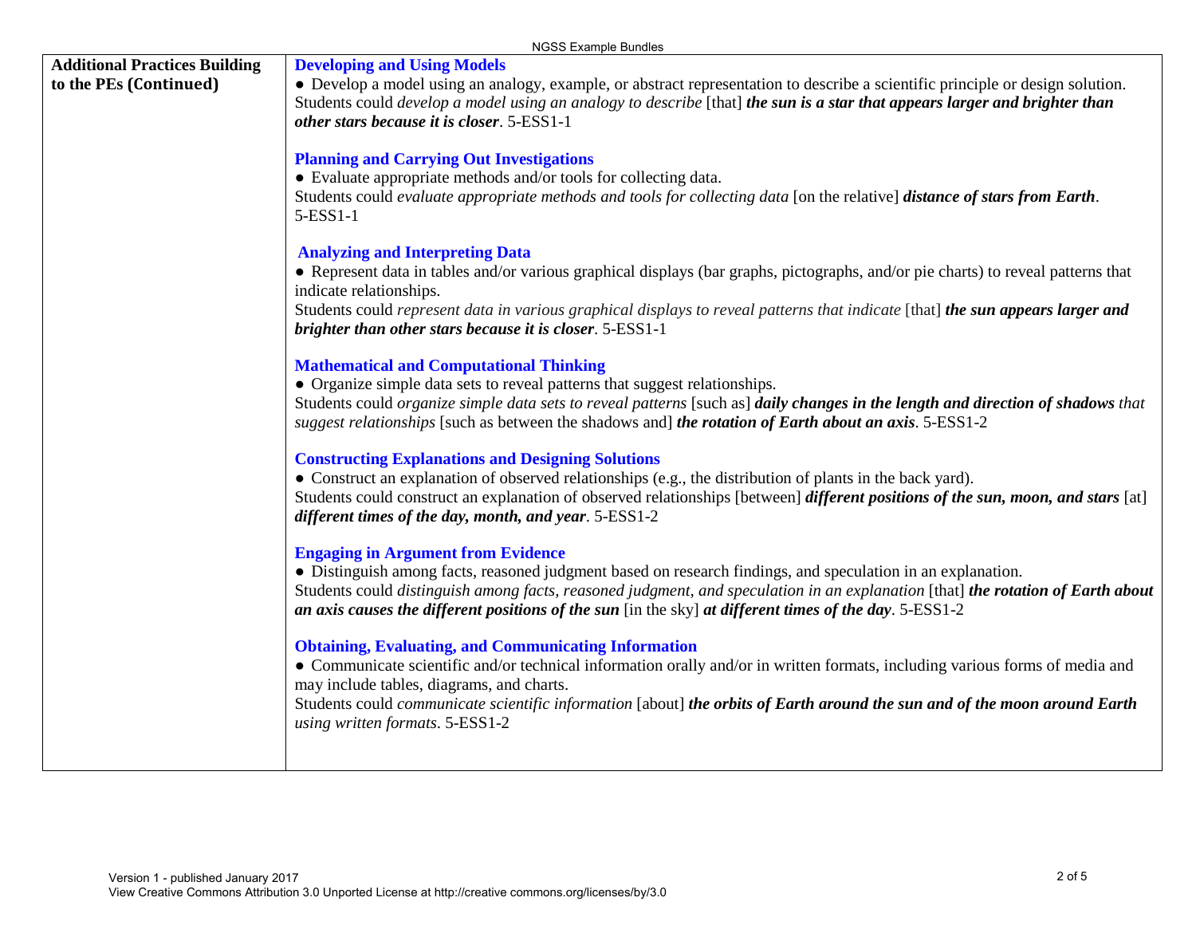| **Additional Practices Building to the PEs (Continued)** | **Developing and Using Models**<br>● Develop a model using an analogy, example, or abstract representation to describe a scientific principle or design solution.<br>Students could *develop a model using an analogy to describe* [that] ***the sun is a star that appears larger and brighter than other stars because it is closer***. 5-ESS1-1<br><br>**Planning and Carrying Out Investigations**<br>● Evaluate appropriate methods and/or tools for collecting data.<br>Students could *evaluate appropriate methods and tools for collecting data* [on the relative] ***distance of stars from Earth***. 5-ESS1-1<br><br>**Analyzing and Interpreting Data**<br>● Represent data in tables and/or various graphical displays (bar graphs, pictographs, and/or pie charts) to reveal patterns that indicate relationships.<br>Students could *represent data in various graphical displays to reveal patterns that indicate* [that] ***the sun appears larger and brighter than other stars because it is closer***. 5-ESS1-1<br><br>**Mathematical and Computational Thinking**<br>● Organize simple data sets to reveal patterns that suggest relationships.<br>Students could *organize simple data sets to reveal patterns* [such as] ***daily changes in the length and direction of shadows*** *that suggest relationships* [such as between the shadows and] ***the rotation of Earth about an axis***. 5-ESS1-2<br><br>**Constructing Explanations and Designing Solutions**<br>● Construct an explanation of observed relationships (e.g., the distribution of plants in the back yard).<br>Students could construct an explanation of observed relationships [between] ***different positions of the sun, moon, and stars*** [at] ***different times of the day, month, and year***. 5-ESS1-2<br><br>**Engaging in Argument from Evidence**<br>● Distinguish among facts, reasoned judgment based on research findings, and speculation in an explanation.<br>Students could *distinguish among facts, reasoned judgment, and speculation in an explanation* [that] ***the rotation of Earth about an axis causes the different positions of the sun*** [in the sky] ***at different times of the day***. 5-ESS1-2<br><br>**Obtaining, Evaluating, and Communicating Information**<br>● Communicate scientific and/or technical information orally and/or in written formats, including various forms of media and may include tables, diagrams, and charts.<br>Students could *communicate scientific information* [about] ***the orbits of Earth around the sun and of the moon around Earth*** *using written formats*. 5-ESS1-2 |
|---|---|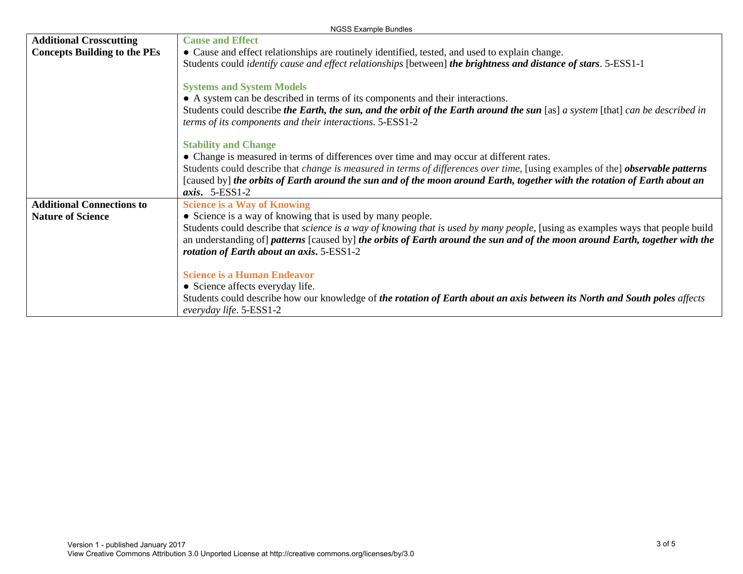| | |
|---|---|
| **Additional Crosscutting Concepts Building to the PEs** | **Cause and Effect**<br>● Cause and effect relationships are routinely identified, tested, and used to explain change.<br>Students could *identify cause and effect relationships* [between] ***the brightness and distance of stars***. 5-ESS1-1<br><br>**Systems and System Models**<br>● A system can be described in terms of its components and their interactions.<br>Students could describe ***the Earth, the sun, and the orbit of the Earth around the sun*** [as] *a system* [that] *can be described in terms of its components and their interactions*. 5-ESS1-2<br><br>**Stability and Change**<br>● Change is measured in terms of differences over time and may occur at different rates.<br>Students could describe that *change is measured in terms of differences over time*, [using examples of the] ***observable patterns*** [caused by] ***the orbits of Earth around the sun and of the moon around Earth, together with the rotation of Earth about an axis***. 5-ESS1-2 |
| **Additional Connections to Nature of Science** | **Science is a Way of Knowing**<br>● Science is a way of knowing that is used by many people.<br>Students could describe that *science is a way of knowing that is used by many people*, [using as examples ways that people build an understanding of] ***patterns*** [caused by] ***the orbits of Earth around the sun and of the moon around Earth, together with the rotation of Earth about an axis***. 5-ESS1-2<br><br>**Science is a Human Endeavor**<br>● Science affects everyday life.<br>Students could describe how our knowledge of ***the rotation of Earth about an axis between its North and South poles*** *affects everyday life*. 5-ESS1-2 |

Version 1 - published January 2017
View Creative Commons Attribution 3.0 Unported License at http://creative commons.org/licenses/by/3.0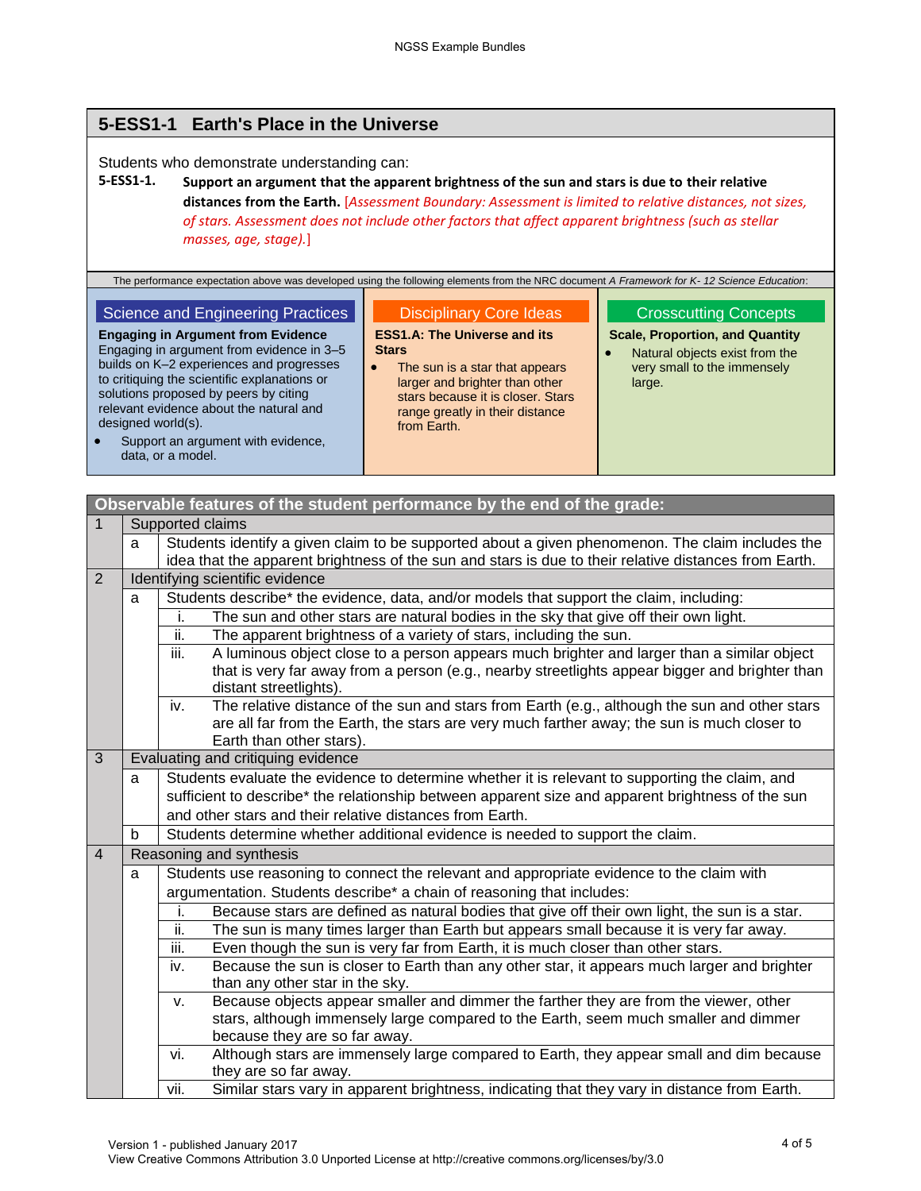## 5-ESS1-1 Earth's Place in the Universe

Students who demonstrate understanding can:

**5-ESS1-1.** **Support an argument that the apparent brightness of the sun and stars is due to their relative distances from the Earth.** [*Assessment Boundary: Assessment is limited to relative distances, not sizes, of stars. Assessment does not include other factors that affect apparent brightness (such as stellar masses, age, stage).*]

The performance expectation above was developed using the following elements from the NRC document *A Framework for K- 12 Science Education*:

### Science and Engineering Practices

**Engaging in Argument from Evidence**

Engaging in argument from evidence in 3–5 builds on K–2 experiences and progresses to critiquing the scientific explanations or solutions proposed by peers by citing relevant evidence about the natural and designed world(s).

- Support an argument with evidence, data, or a model.

### Disciplinary Core Ideas

**ESS1.A: The Universe and its Stars**

- The sun is a star that appears larger and brighter than other stars because it is closer. Stars range greatly in their distance from Earth.

### Crosscutting Concepts

**Scale, Proportion, and Quantity**

- Natural objects exist from the very small to the immensely large.

| Observable features of the student performance by the end of the grade: | | | |
|---|---|---|---|
| 1 | Supported claims | | |
| | a | Students identify a given claim to be supported about a given phenomenon. The claim includes the idea that the apparent brightness of the sun and stars is due to their relative distances from Earth. | |
| 2 | Identifying scientific evidence | | |
| | a | Students describe* the evidence, data, and/or models that support the claim, including: | |
| | | i. | The sun and other stars are natural bodies in the sky that give off their own light. |
| | | ii. | The apparent brightness of a variety of stars, including the sun. |
| | | iii. | A luminous object close to a person appears much brighter and larger than a similar object that is very far away from a person (e.g., nearby streetlights appear bigger and brighter than distant streetlights). |
| | | iv. | The relative distance of the sun and stars from Earth (e.g., although the sun and other stars are all far from the Earth, the stars are very much farther away; the sun is much closer to Earth than other stars). |
| 3 | Evaluating and critiquing evidence | | |
| | a | Students evaluate the evidence to determine whether it is relevant to supporting the claim, and sufficient to describe* the relationship between apparent size and apparent brightness of the sun and other stars and their relative distances from Earth. | |
| | b | Students determine whether additional evidence is needed to support the claim. | |
| 4 | Reasoning and synthesis | | |
| | a | Students use reasoning to connect the relevant and appropriate evidence to the claim with argumentation. Students describe* a chain of reasoning that includes: | |
| | | i. | Because stars are defined as natural bodies that give off their own light, the sun is a star. |
| | | ii. | The sun is many times larger than Earth but appears small because it is very far away. |
| | | iii. | Even though the sun is very far from Earth, it is much closer than other stars. |
| | | iv. | Because the sun is closer to Earth than any other star, it appears much larger and brighter than any other star in the sky. |
| | | v. | Because objects appear smaller and dimmer the farther they are from the viewer, other stars, although immensely large compared to the Earth, seem much smaller and dimmer because they are so far away. |
| | | vi. | Although stars are immensely large compared to Earth, they appear small and dim because they are so far away. |
| | | vii. | Similar stars vary in apparent brightness, indicating that they vary in distance from Earth. |

Version 1 - published January 2017
View Creative Commons Attribution 3.0 Unported License at http://creative commons.org/licenses/by/3.0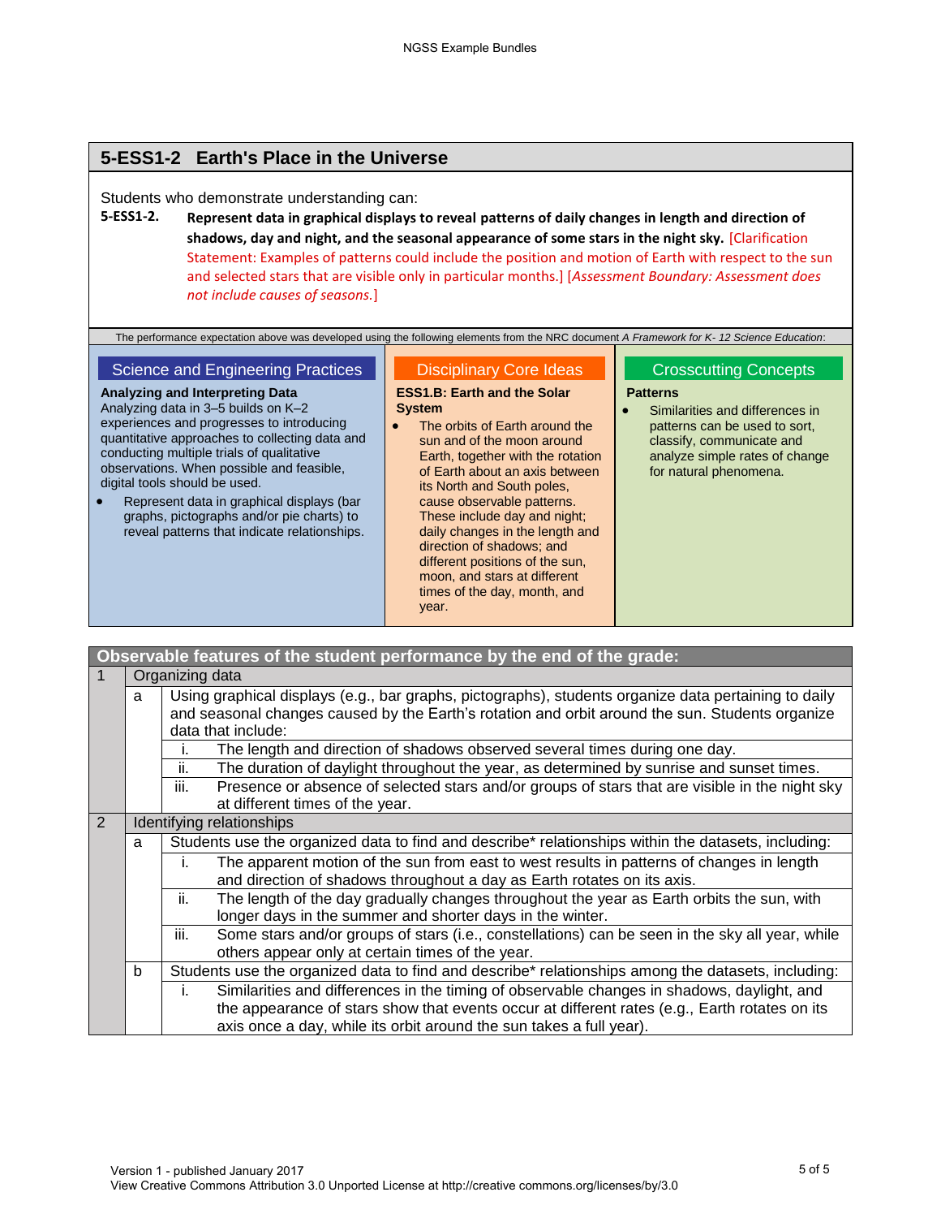## 5-ESS1-2 Earth's Place in the Universe

Students who demonstrate understanding can:

**5-ESS1-2.** **Represent data in graphical displays to reveal patterns of daily changes in length and direction of shadows, day and night, and the seasonal appearance of some stars in the night sky.** [Clarification Statement: Examples of patterns could include the position and motion of Earth with respect to the sun and selected stars that are visible only in particular months.] [*Assessment Boundary: Assessment does not include causes of seasons.*]

The performance expectation above was developed using the following elements from the NRC document *A Framework for K- 12 Science Education*:

| Science and Engineering Practices | Disciplinary Core Ideas | Crosscutting Concepts |
|---|---|---|
| **Analyzing and Interpreting Data**<br>Analyzing data in 3–5 builds on K–2 experiences and progresses to introducing quantitative approaches to collecting data and conducting multiple trials of qualitative observations. When possible and feasible, digital tools should be used.<br>• Represent data in graphical displays (bar graphs, pictographs and/or pie charts) to reveal patterns that indicate relationships. | **ESS1.B: Earth and the Solar System**<br>• The orbits of Earth around the sun and of the moon around Earth, together with the rotation of Earth about an axis between its North and South poles, cause observable patterns. These include day and night; daily changes in the length and direction of shadows; and different positions of the sun, moon, and stars at different times of the day, month, and year. | **Patterns**<br>• Similarities and differences in patterns can be used to sort, classify, communicate and analyze simple rates of change for natural phenomena. |

| Observable features of the student performance by the end of the grade: | | | |
|---|---|---|---|
| 1 | Organizing data | | |
| | a | Using graphical displays (e.g., bar graphs, pictographs), students organize data pertaining to daily and seasonal changes caused by the Earth's rotation and orbit around the sun. Students organize data that include: | |
| | | i. | The length and direction of shadows observed several times during one day. |
| | | ii. | The duration of daylight throughout the year, as determined by sunrise and sunset times. |
| | | iii. | Presence or absence of selected stars and/or groups of stars that are visible in the night sky at different times of the year. |
| 2 | Identifying relationships | | |
| | a | Students use the organized data to find and describe* relationships within the datasets, including: | |
| | | i. | The apparent motion of the sun from east to west results in patterns of changes in length and direction of shadows throughout a day as Earth rotates on its axis. |
| | | ii. | The length of the day gradually changes throughout the year as Earth orbits the sun, with longer days in the summer and shorter days in the winter. |
| | | iii. | Some stars and/or groups of stars (i.e., constellations) can be seen in the sky all year, while others appear only at certain times of the year. |
| | b | Students use the organized data to find and describe* relationships among the datasets, including: | |
| | | i. | Similarities and differences in the timing of observable changes in shadows, daylight, and the appearance of stars show that events occur at different rates (e.g., Earth rotates on its axis once a day, while its orbit around the sun takes a full year). |